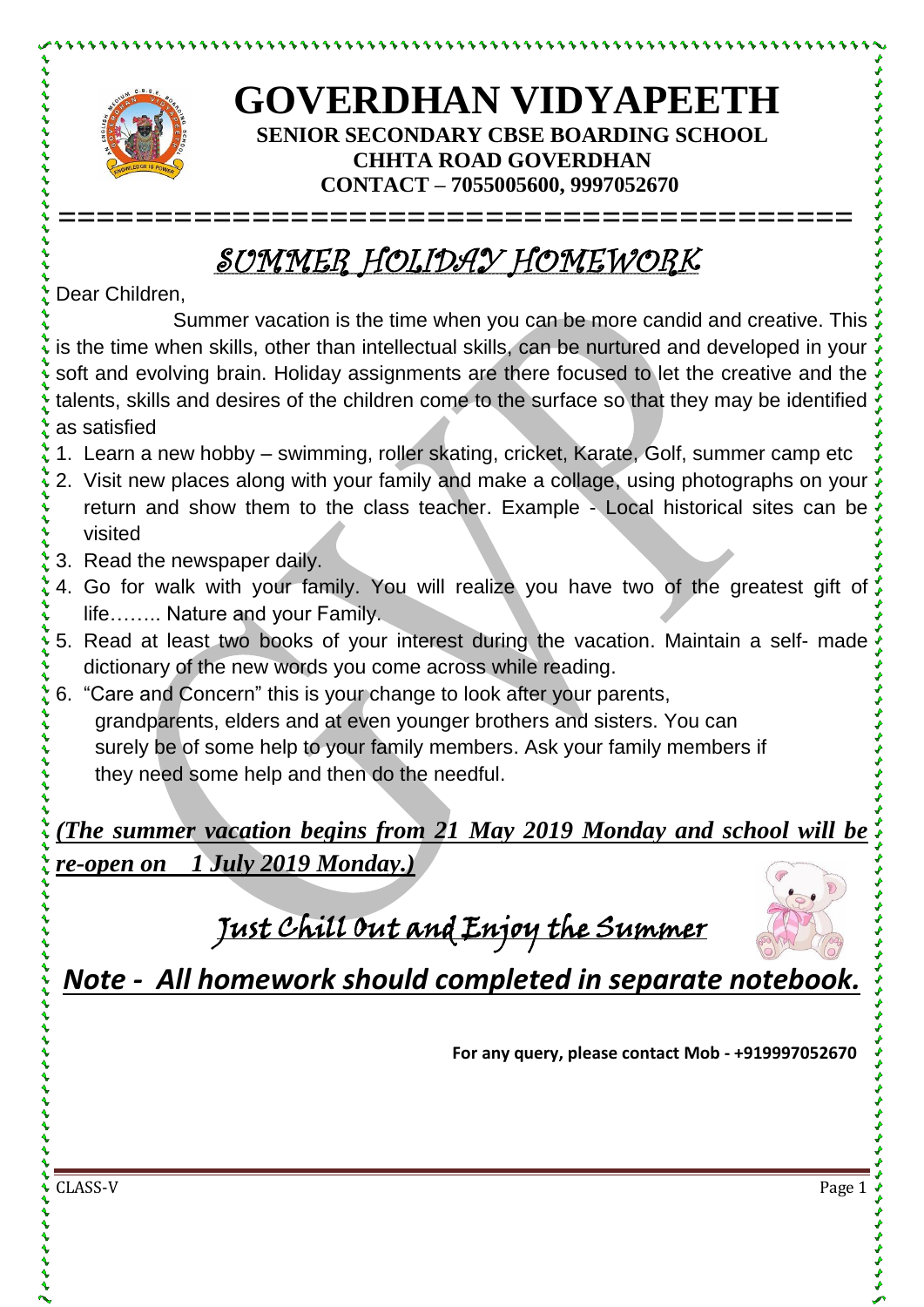# GOVERDHAN VIDYAPEETH

**SENIOR SECONDARY CBSE BOARDING SCHOOL**
**CHHTA ROAD GOVERDHAN**
**CONTACT – 7055005600, 9997052670**

## *SUMMER HOLIDAY HOMEWORK*

Dear Children,

Summer vacation is the time when you can be more candid and creative. This is the time when skills, other than intellectual skills, can be nurtured and developed in your soft and evolving brain. Holiday assignments are there focused to let the creative and the talents, skills and desires of the children come to the surface so that they may be identified as satisfied

1. Learn a new hobby – swimming, roller skating, cricket, Karate, Golf, summer camp etc
2. Visit new places along with your family and make a collage, using photographs on your return and show them to the class teacher. Example - Local historical sites can be visited
3. Read the newspaper daily.
4. Go for walk with your family. You will realize you have two of the greatest gift of life…….. Nature and your Family.
5. Read at least two books of your interest during the vacation. Maintain a self- made dictionary of the new words you come across while reading.
6. "Care and Concern" this is your change to look after your parents, grandparents, elders and at even younger brothers and sisters. You can surely be of some help to your family members. Ask your family members if they need some help and then do the needful.

***(The summer vacation begins from 21 May 2019 Monday and school will be re-open on 1 July 2019 Monday.)***

## *Just Chill Out and Enjoy the Summer*

***Note - All homework should completed in separate notebook.***

**For any query, please contact Mob - +919997052670**

CLASS-V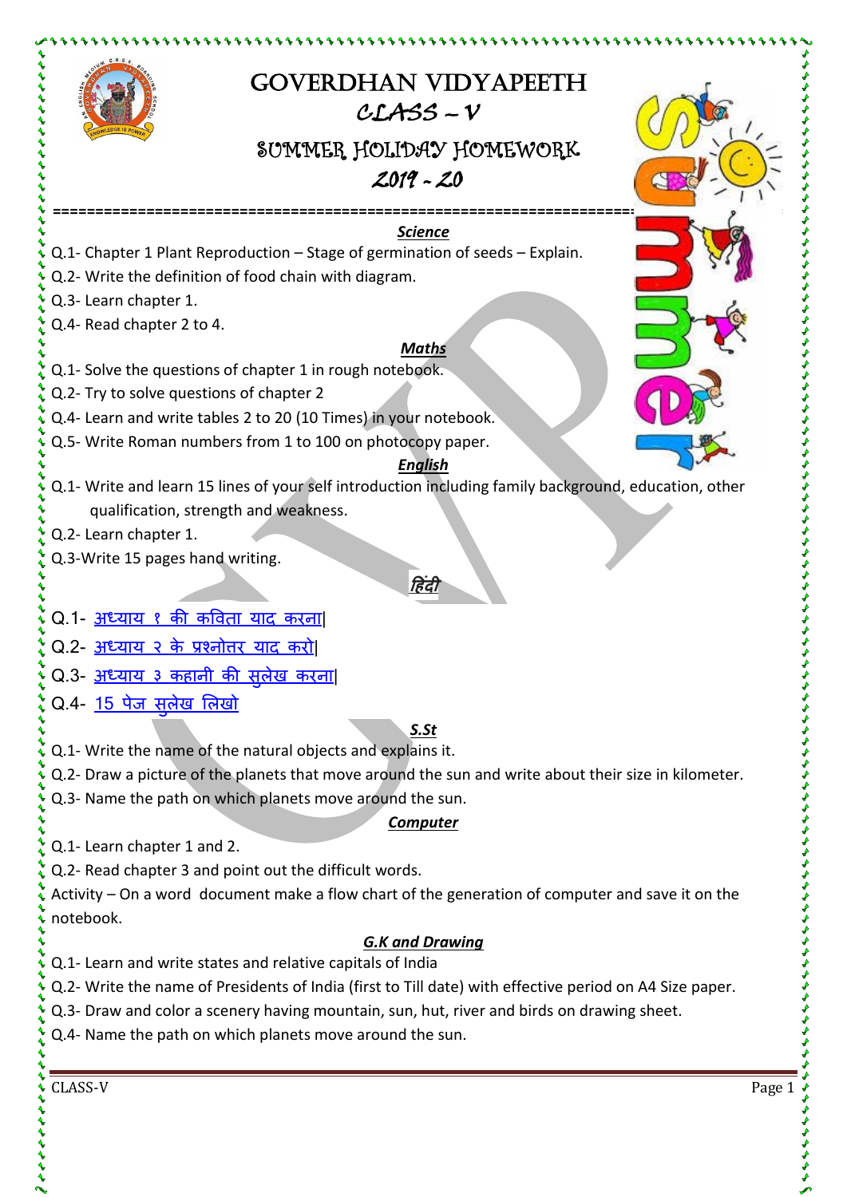# GOVERDHAN VIDYAPEETH

## CLASS – V

## SUMMER HOLIDAY HOMEWORK

## 2019 - 20

### Science

Q.1- Chapter 1 Plant Reproduction – Stage of germination of seeds – Explain.

Q.2- Write the definition of food chain with diagram.

Q.3- Learn chapter 1.

Q.4- Read chapter 2 to 4.

### Maths

Q.1- Solve the questions of chapter 1 in rough notebook.

Q.2- Try to solve questions of chapter 2

Q.4- Learn and write tables 2 to 20 (10 Times) in your notebook.

Q.5- Write Roman numbers from 1 to 100 on photocopy paper.

### English

Q.1- Write and learn 15 lines of your self introduction including family background, education, other qualification, strength and weakness.

Q.2- Learn chapter 1.

Q.3-Write 15 pages hand writing.

### हिंदी

Q.1- अध्याय १ की कविता याद करना|

Q.2- अध्याय २ के प्रश्नोत्तर याद करो|

Q.3- अध्याय ३ कहानी की सुलेख करना|

Q.4- 15 पेज सुलेख लिखो

### S.St

Q.1- Write the name of the natural objects and explains it.

Q.2- Draw a picture of the planets that move around the sun and write about their size in kilometer.

Q.3- Name the path on which planets move around the sun.

### Computer

Q.1- Learn chapter 1 and 2.

Q.2- Read chapter 3 and point out the difficult words.

Activity – On a word document make a flow chart of the generation of computer and save it on the notebook.

### G.K and Drawing

Q.1- Learn and write states and relative capitals of India

Q.2- Write the name of Presidents of India (first to Till date) with effective period on A4 Size paper.

Q.3- Draw and color a scenery having mountain, sun, hut, river and birds on drawing sheet.

Q.4- Name the path on which planets move around the sun.